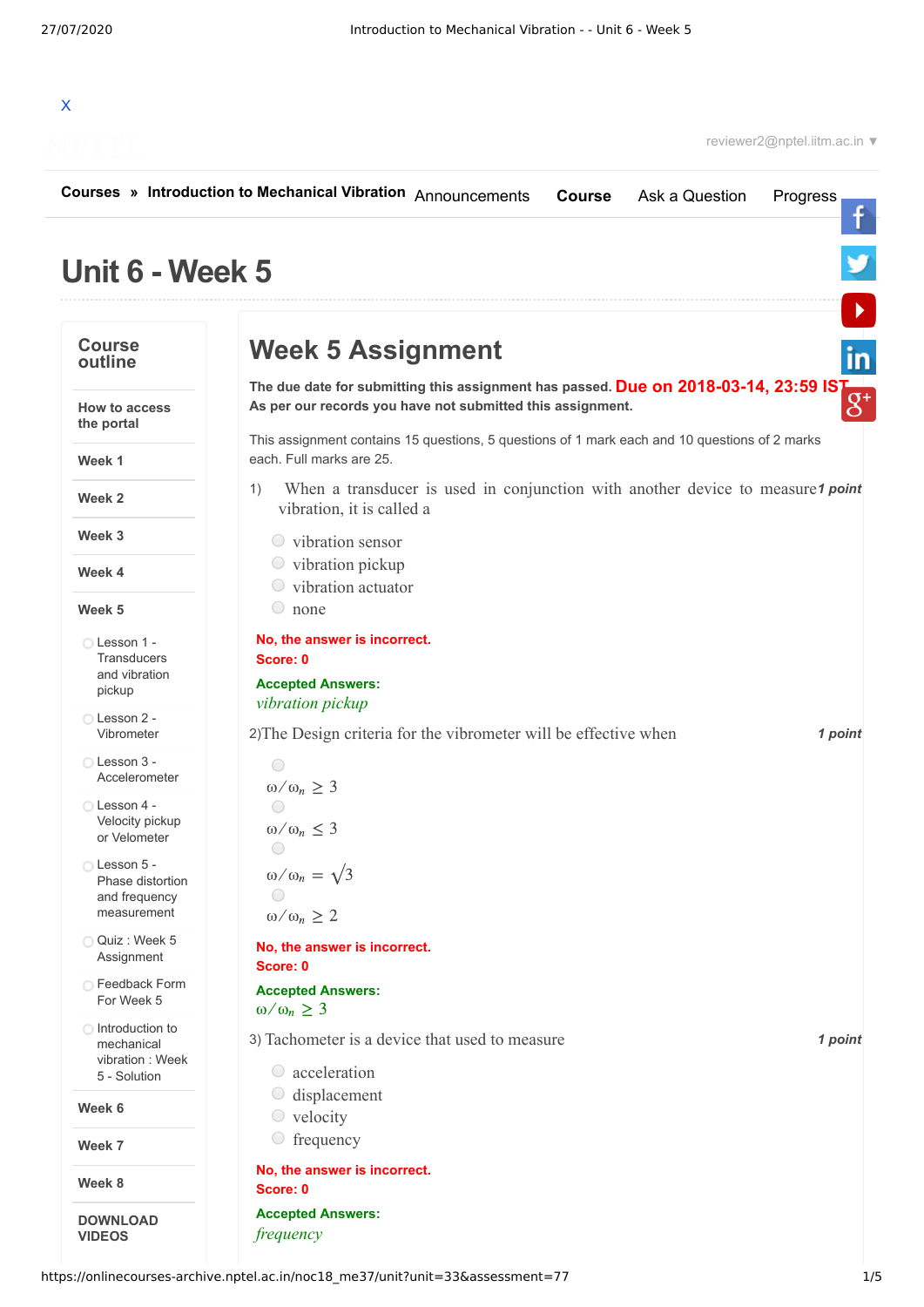X

reviewer2@nptel.iitm.ac.in ▼

**Courses** » **Introduction to Mechanical Vibration** Announcements **Course** Ask a Question Progress

# Unit 6 - Week 5

**Course outline**

- **How to access the portal**
- **Week 1**
- **Week 2**
- **Week 3**
- **Week 4**
- **Week 5**
  - Lesson 1 - Transducers and vibration pickup
  - Lesson 2 - Vibrometer
  - Lesson 3 - Accelerometer
  - Lesson 4 - Velocity pickup or Velometer
  - Lesson 5 - Phase distortion and frequency measurement
  - Quiz : Week 5 Assignment
  - Feedback Form For Week 5
  - Introduction to mechanical vibration : Week 5 - Solution
- **Week 6**
- **Week 7**
- **Week 8**
- **DOWNLOAD VIDEOS**

## Week 5 Assignment

**The due date for submitting this assignment has passed.** Due on 2018-03-14, 23:59 IST.
**As per our records you have not submitted this assignment.**

This assignment contains 15 questions, 5 questions of 1 mark each and 10 questions of 2 marks each. Full marks are 25.

1) When a transducer is used in conjunction with another device to measure vibration, it is called a *1 point*

- vibration sensor
- vibration pickup
- vibration actuator
- none

**No, the answer is incorrect.**
**Score: 0**

**Accepted Answers:**
*vibration pickup*

2)The Design criteria for the vibrometer will be effective when *1 point*

- $\omega/\omega_n \geq 3$
- $\omega/\omega_n \leq 3$
- $\omega/\omega_n = \sqrt{3}$
- $\omega/\omega_n \geq 2$

**No, the answer is incorrect.**
**Score: 0**

**Accepted Answers:**
$\omega/\omega_n \geq 3$

3) Tachometer is a device that used to measure *1 point*

- acceleration
- displacement
- velocity
- frequency

**No, the answer is incorrect.**
**Score: 0**

**Accepted Answers:**
*frequency*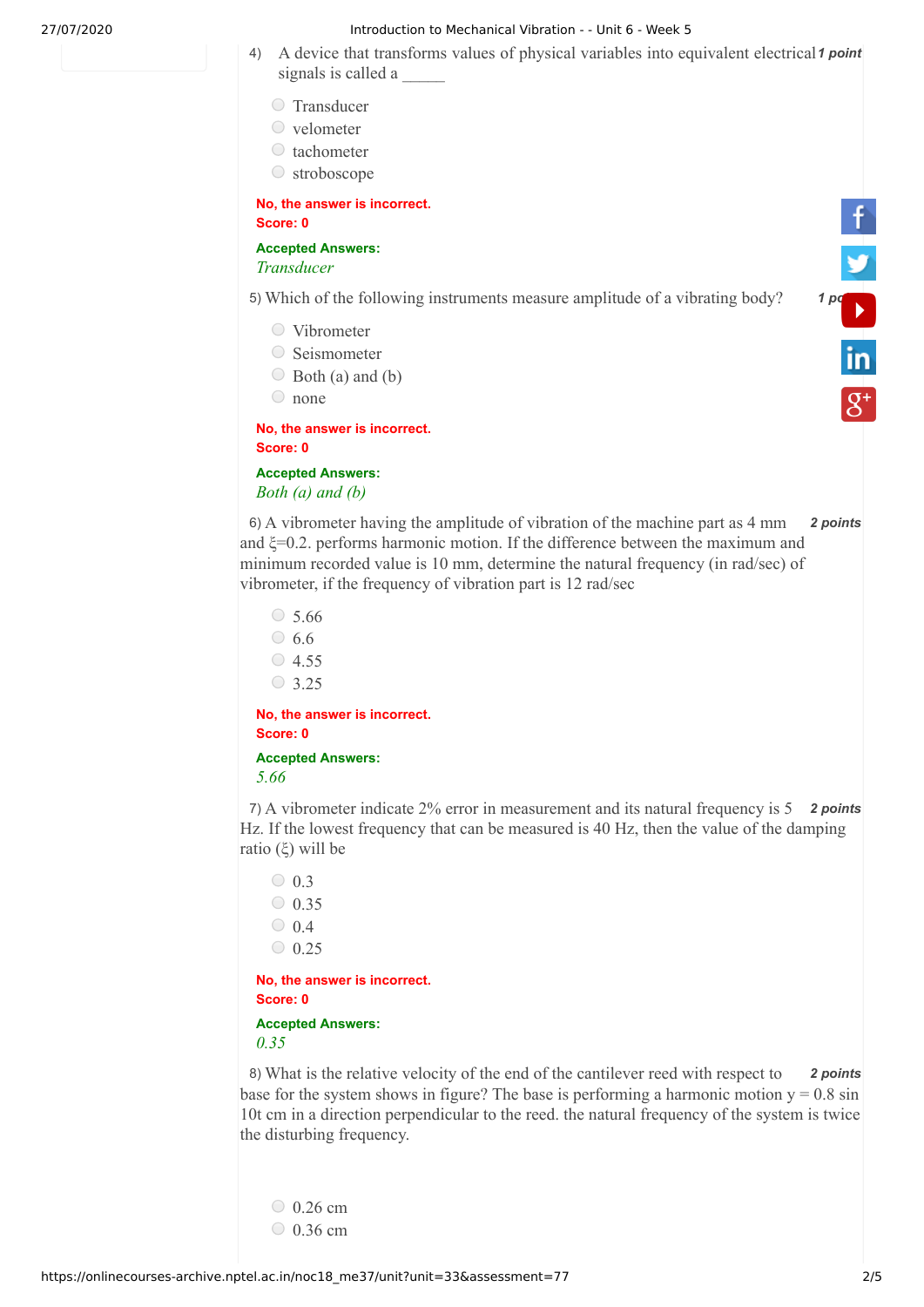4) A device that transforms values of physical variables into equivalent electrical signals is called a _____ *1 point*

- Transducer
- velometer
- tachometer
- stroboscope

**No, the answer is incorrect.**
**Score: 0**

**Accepted Answers:**
*Transducer*

5) Which of the following instruments measure amplitude of a vibrating body? *1 point*

- Vibrometer
- Seismometer
- Both (a) and (b)
- none

**No, the answer is incorrect.**
**Score: 0**

**Accepted Answers:**
*Both (a) and (b)*

6) A vibrometer having the amplitude of vibration of the machine part as 4 mm and $\xi$=0.2. performs harmonic motion. If the difference between the maximum and minimum recorded value is 10 mm, determine the natural frequency (in rad/sec) of vibrometer, if the frequency of vibration part is 12 rad/sec *2 points*

- 5.66
- 6.6
- 4.55
- 3.25

**No, the answer is incorrect.**
**Score: 0**

**Accepted Answers:**
*5.66*

7) A vibrometer indicate 2% error in measurement and its natural frequency is 5 Hz. If the lowest frequency that can be measured is 40 Hz, then the value of the damping ratio ($\xi$) will be *2 points*

- 0.3
- 0.35
- 0.4
- 0.25

**No, the answer is incorrect.**
**Score: 0**

**Accepted Answers:**
*0.35*

8) What is the relative velocity of the end of the cantilever reed with respect to base for the system shows in figure? The base is performing a harmonic motion $y = 0.8 \sin 10t$ cm in a direction perpendicular to the reed. the natural frequency of the system is twice the disturbing frequency. *2 points*

- 0.26 cm
- 0.36 cm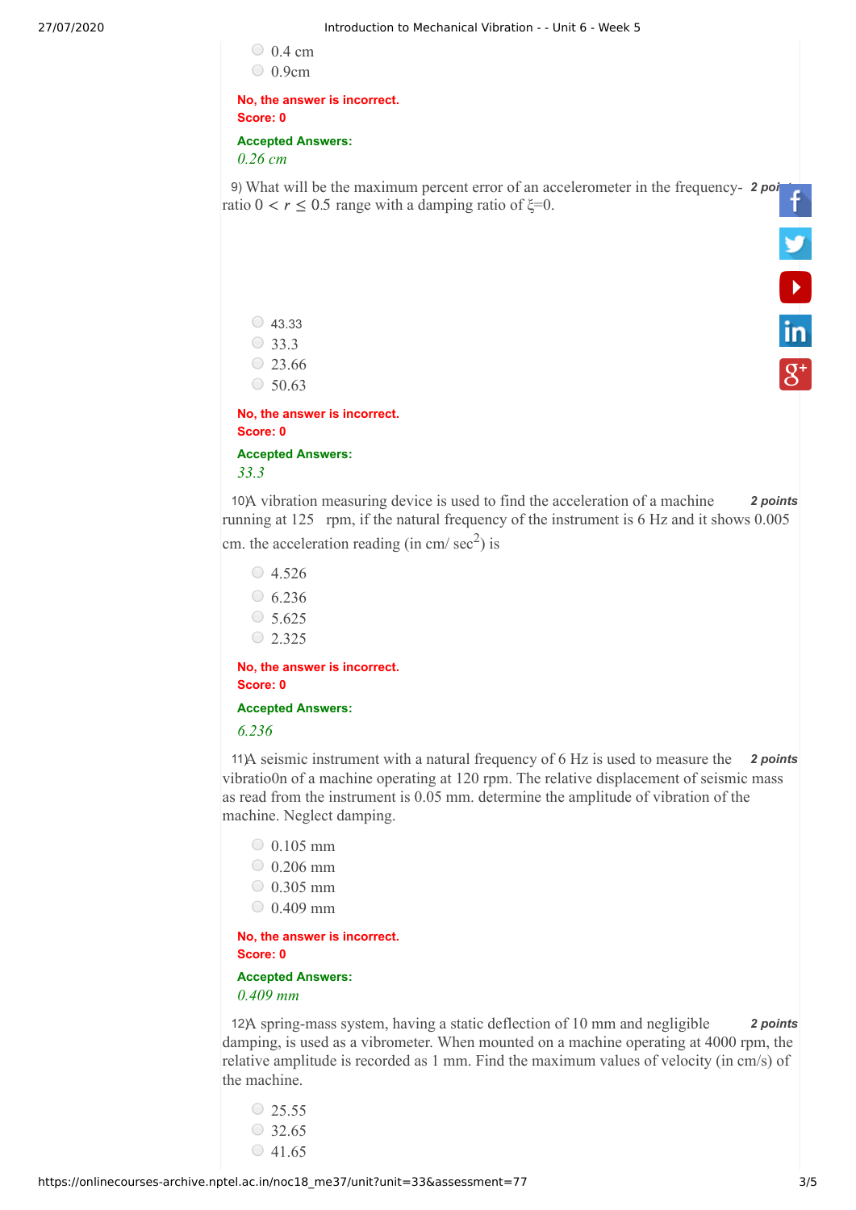- 0.4 cm
- 0.9cm

**No, the answer is incorrect.**
**Score: 0**

**Accepted Answers:**
*0.26 cm*

9) What will be the maximum percent error of an accelerometer in the frequency-ratio $0 < r \leq 0.5$ range with a damping ratio of $\xi$=0. *2 points*

- 43.33
- 33.3
- 23.66
- 50.63

**No, the answer is incorrect.**
**Score: 0**

**Accepted Answers:**
*33.3*

10) A vibration measuring device is used to find the acceleration of a machine running at 125 rpm, if the natural frequency of the instrument is 6 Hz and it shows 0.005 cm. the acceleration reading (in cm/ sec$^2$) is *2 points*

- 4.526
- 6.236
- 5.625
- 2.325

**No, the answer is incorrect.**
**Score: 0**

**Accepted Answers:**
*6.236*

11) A seismic instrument with a natural frequency of 6 Hz is used to measure the vibratio0n of a machine operating at 120 rpm. The relative displacement of seismic mass as read from the instrument is 0.05 mm. determine the amplitude of vibration of the machine. Neglect damping. *2 points*

- 0.105 mm
- 0.206 mm
- 0.305 mm
- 0.409 mm

**No, the answer is incorrect.**
**Score: 0**

**Accepted Answers:**
*0.409 mm*

12) A spring-mass system, having a static deflection of 10 mm and negligible damping, is used as a vibrometer. When mounted on a machine operating at 4000 rpm, the relative amplitude is recorded as 1 mm. Find the maximum values of velocity (in cm/s) of the machine. *2 points*

- 25.55
- 32.65
- 41.65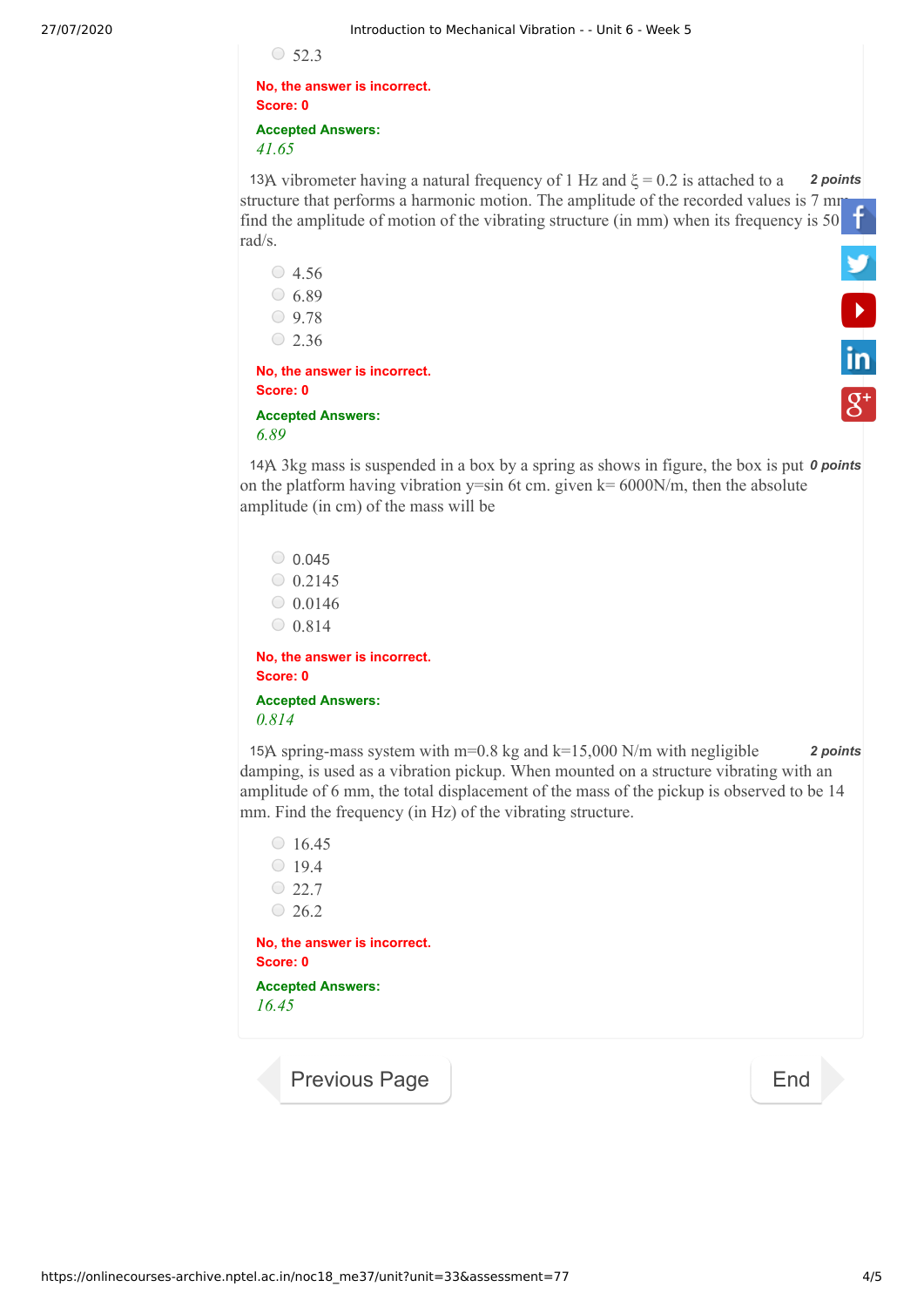- 52.3

**No, the answer is incorrect.**
**Score: 0**

**Accepted Answers:**
*41.65*

13) A vibrometer having a natural frequency of 1 Hz and $\xi = 0.2$ is attached to a structure that performs a harmonic motion. The amplitude of the recorded values is 7 mm find the amplitude of motion of the vibrating structure (in mm) when its frequency is 50 rad/s. *2 points*

- 4.56
- 6.89
- 9.78
- 2.36

**No, the answer is incorrect.**
**Score: 0**

**Accepted Answers:**
*6.89*

14) A 3kg mass is suspended in a box by a spring as shows in figure, the box is put on the platform having vibration y=sin 6t cm. given k= 6000N/m, then the absolute amplitude (in cm) of the mass will be *0 points*

- 0.045
- 0.2145
- 0.0146
- 0.814

**No, the answer is incorrect.**
**Score: 0**

**Accepted Answers:**
*0.814*

15) A spring-mass system with m=0.8 kg and k=15,000 N/m with negligible damping, is used as a vibration pickup. When mounted on a structure vibrating with an amplitude of 6 mm, the total displacement of the mass of the pickup is observed to be 14 mm. Find the frequency (in Hz) of the vibrating structure. *2 points*

- 16.45
- 19.4
- 22.7
- 26.2

**No, the answer is incorrect.**
**Score: 0**

**Accepted Answers:**
*16.45*

Previous Page | End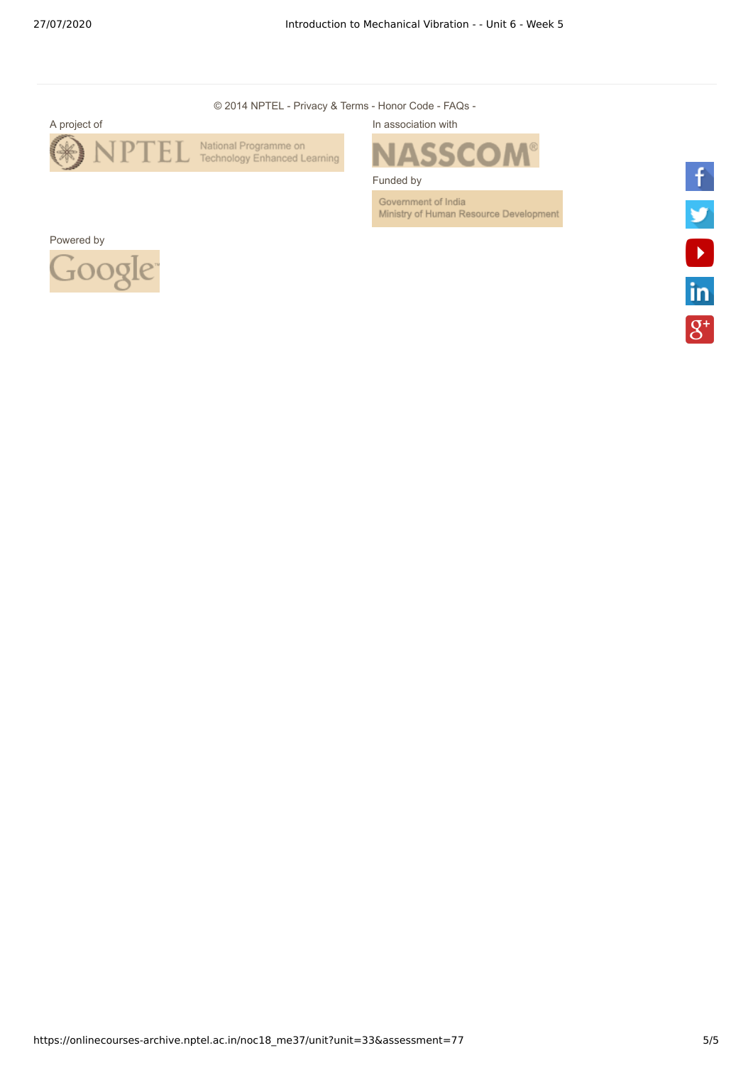© 2014 NPTEL - Privacy & Terms - Honor Code - FAQs -

A project of

NPTEL National Programme on Technology Enhanced Learning

In association with

NASSCOM®

Funded by

Government of India
Ministry of Human Resource Development

Powered by

Google